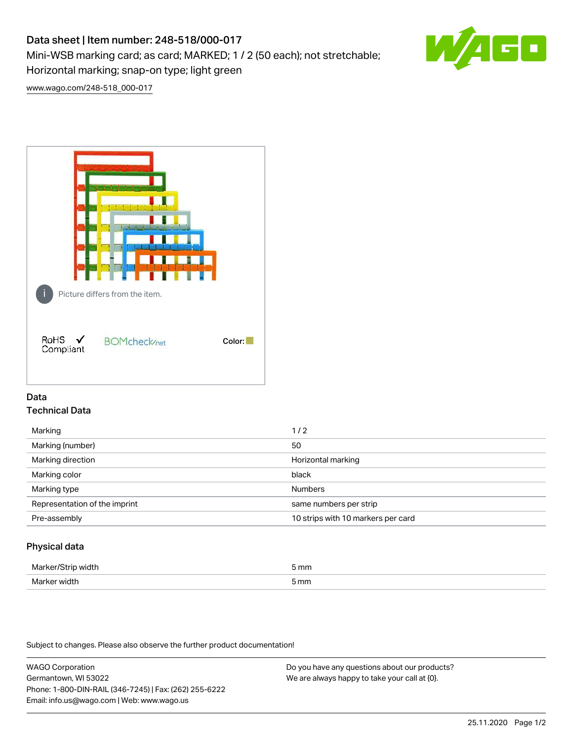# Data sheet | Item number: 248-518/000-017

Mini-WSB marking card; as card; MARKED; 1 / 2 (50 each); not stretchable; Horizontal marking; snap-on type; light green

www.wago.com/248-518_000-017

Picture differs from the item.

RoHS Compliant

BOMcheck.net

Color:

## Data

### Technical Data

| | |
|---|---|
| Marking | 1 / 2 |
| Marking (number) | 50 |
| Marking direction | Horizontal marking |
| Marking color | black |
| Marking type | Numbers |
| Representation of the imprint | same numbers per strip |
| Pre-assembly | 10 strips with 10 markers per card |

### Physical data

| | |
|---|---|
| Marker/Strip width | 5 mm |
| Marker width | 5 mm |

Subject to changes. Please also observe the further product documentation!

WAGO Corporation
Germantown, WI 53022
Phone: 1-800-DIN-RAIL (346-7245) | Fax: (262) 255-6222
Email: info.us@wago.com | Web: www.wago.us

Do you have any questions about our products?
We are always happy to take your call at {0}.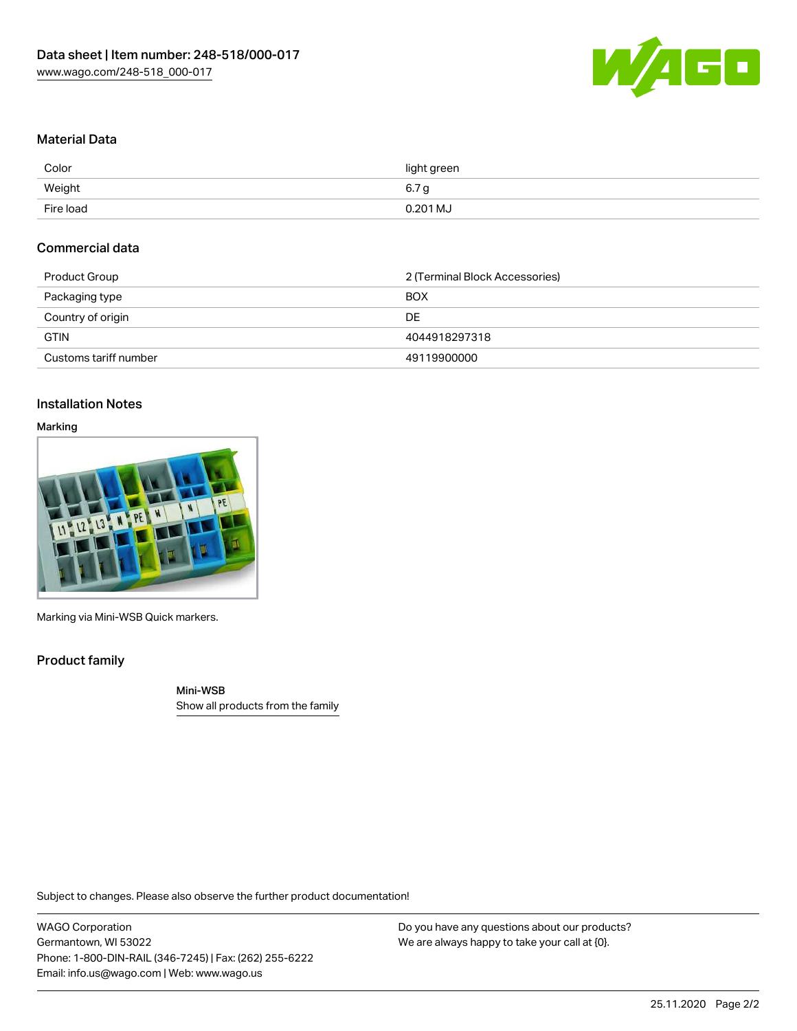## Material Data

| | |
|---|---|
| Color | light green |
| Weight | 6.7 g |
| Fire load | 0.201 MJ |

## Commercial data

| | |
|---|---|
| Product Group | 2 (Terminal Block Accessories) |
| Packaging type | BOX |
| Country of origin | DE |
| GTIN | 4044918297318 |
| Customs tariff number | 49119900000 |

## Installation Notes

### Marking

Marking via Mini-WSB Quick markers.

## Product family

Mini-WSB
Show all products from the family

Subject to changes. Please also observe the further product documentation!

WAGO Corporation
Germantown, WI 53022
Phone: 1-800-DIN-RAIL (346-7245) | Fax: (262) 255-6222
Email: info.us@wago.com | Web: www.wago.us

Do you have any questions about our products?
We are always happy to take your call at {0}.